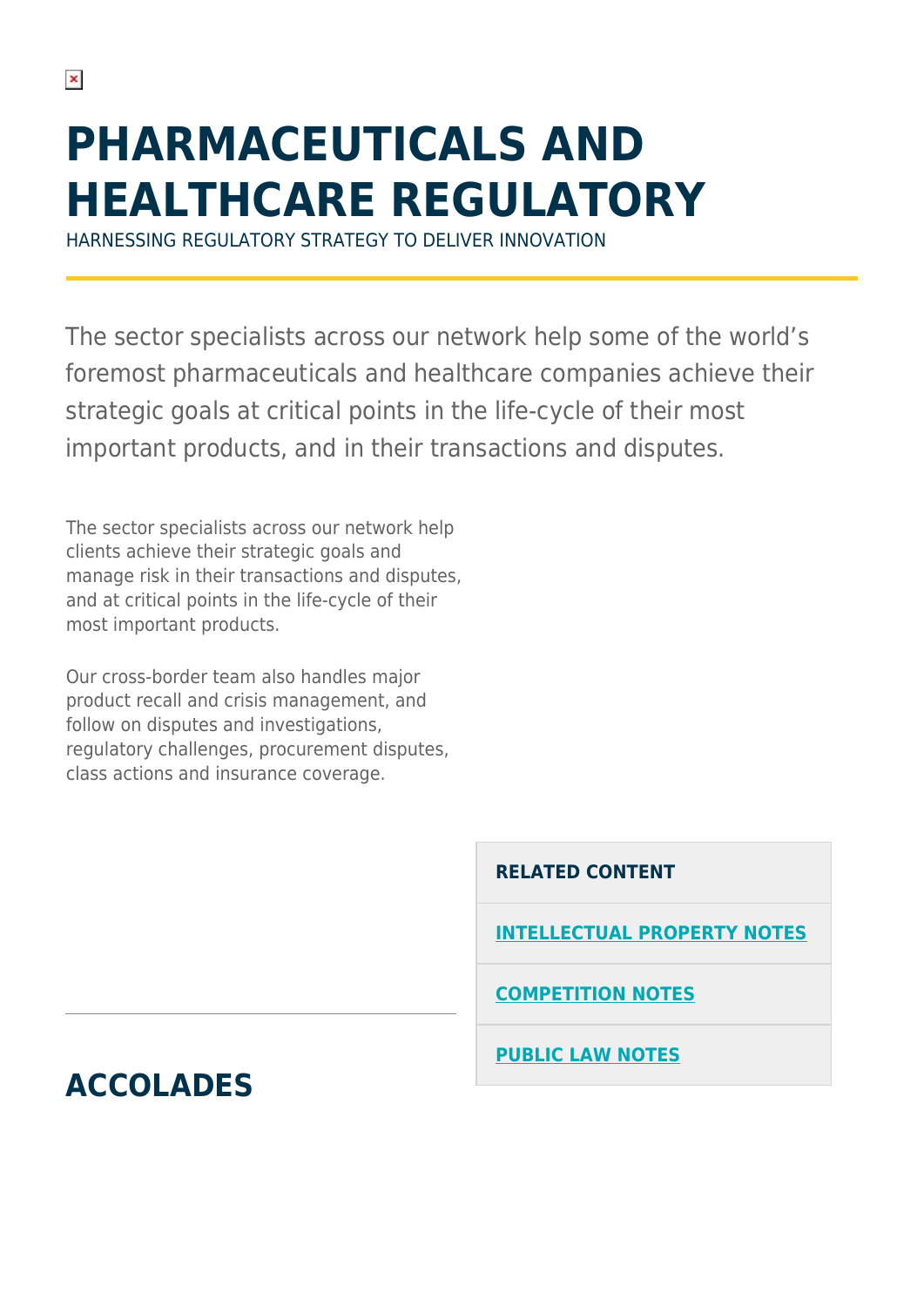# PHARMACEUTICALS AND HEALTHCARE REGULATORY

HARNESSING REGULATORY STRATEGY TO DELIVER INNOVATION

The sector specialists across our network help some of the world's foremost pharmaceuticals and healthcare companies achieve their strategic goals at critical points in the life-cycle of their most important products, and in their transactions and disputes.

The sector specialists across our network help clients achieve their strategic goals and manage risk in their transactions and disputes, and at critical points in the life-cycle of their most important products.

Our cross-border team also handles major product recall and crisis management, and follow on disputes and investigations, regulatory challenges, procurement disputes, class actions and insurance coverage.

**RELATED CONTENT**

- **INTELLECTUAL PROPERTY NOTES**
- **COMPETITION NOTES**
- **PUBLIC LAW NOTES**

## ACCOLADES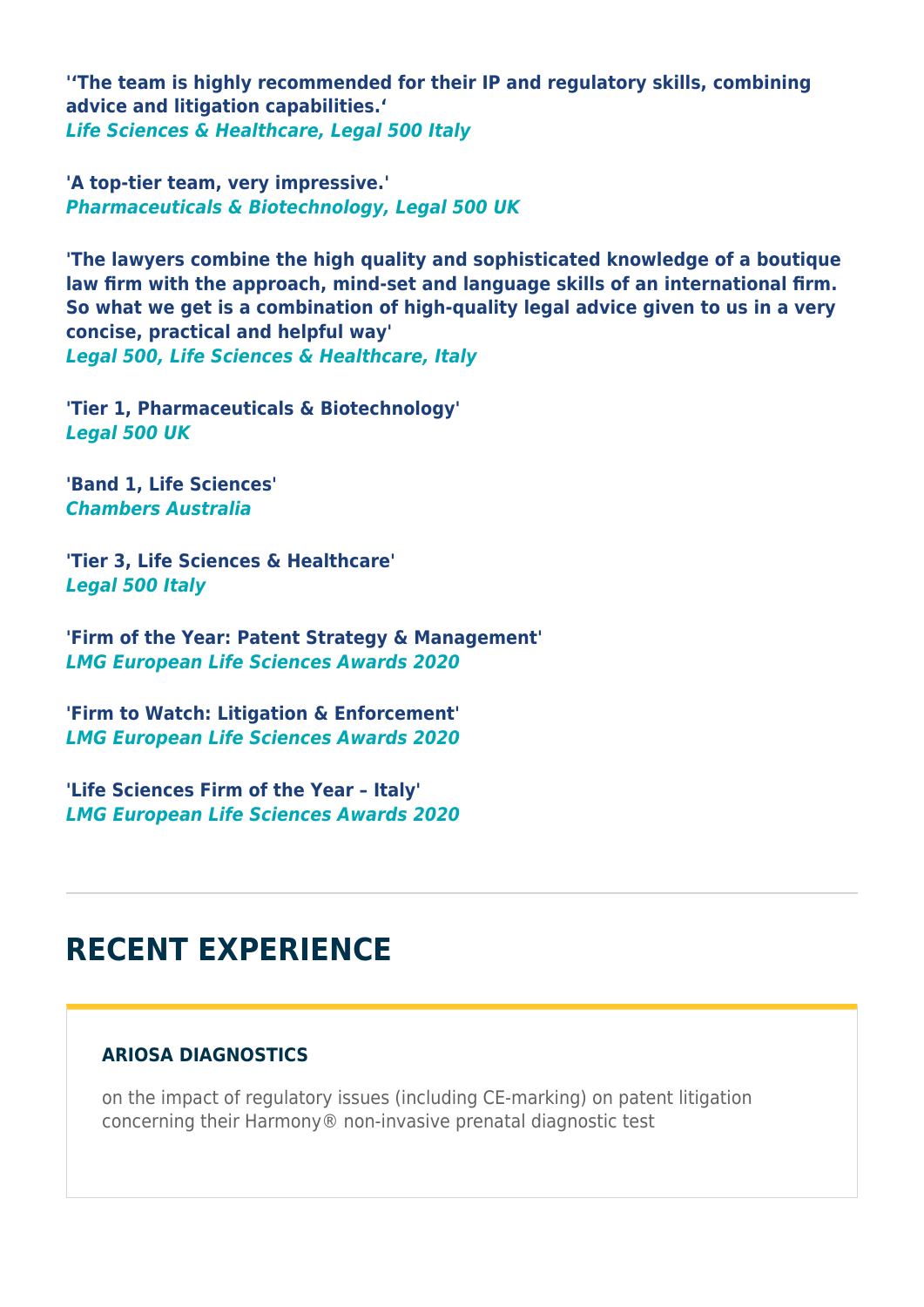**'‘The team is highly recommended for their IP and regulatory skills, combining advice and litigation capabilities.‘**
***Life Sciences & Healthcare, Legal 500 Italy***

**'A top-tier team, very impressive.'**
***Pharmaceuticals & Biotechnology, Legal 500 UK***

**'The lawyers combine the high quality and sophisticated knowledge of a boutique law firm with the approach, mind-set and language skills of an international firm. So what we get is a combination of high-quality legal advice given to us in a very concise, practical and helpful way'**
***Legal 500, Life Sciences & Healthcare, Italy***

**'Tier 1, Pharmaceuticals & Biotechnology'**
***Legal 500 UK***

**'Band 1, Life Sciences'**
***Chambers Australia***

**'Tier 3, Life Sciences & Healthcare'**
***Legal 500 Italy***

**'Firm of the Year: Patent Strategy & Management'**
***LMG European Life Sciences Awards 2020***

**'Firm to Watch: Litigation & Enforcement'**
***LMG European Life Sciences Awards 2020***

**'Life Sciences Firm of the Year – Italy'**
***LMG European Life Sciences Awards 2020***

---

## RECENT EXPERIENCE

### ARIOSA DIAGNOSTICS

on the impact of regulatory issues (including CE-marking) on patent litigation concerning their Harmony® non-invasive prenatal diagnostic test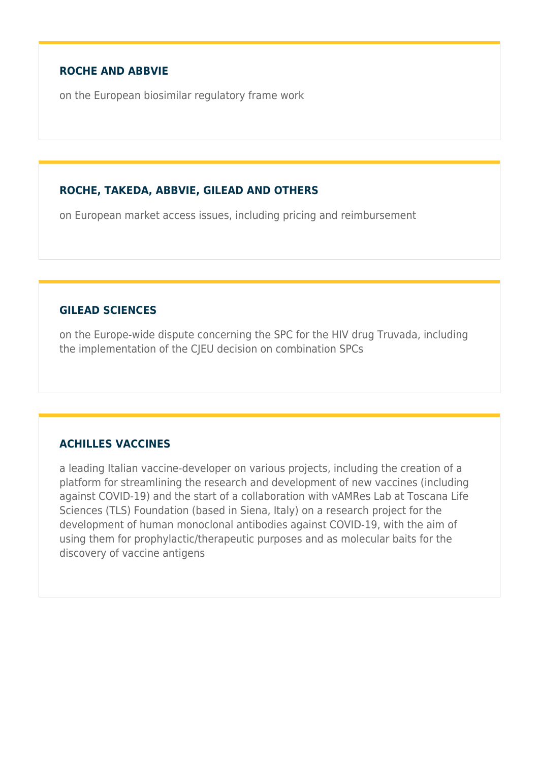### ROCHE AND ABBVIE

on the European biosimilar regulatory frame work

### ROCHE, TAKEDA, ABBVIE, GILEAD AND OTHERS

on European market access issues, including pricing and reimbursement

### GILEAD SCIENCES

on the Europe-wide dispute concerning the SPC for the HIV drug Truvada, including the implementation of the CJEU decision on combination SPCs

### ACHILLES VACCINES

a leading Italian vaccine-developer on various projects, including the creation of a platform for streamlining the research and development of new vaccines (including against COVID-19) and the start of a collaboration with vAMRes Lab at Toscana Life Sciences (TLS) Foundation (based in Siena, Italy) on a research project for the development of human monoclonal antibodies against COVID-19, with the aim of using them for prophylactic/therapeutic purposes and as molecular baits for the discovery of vaccine antigens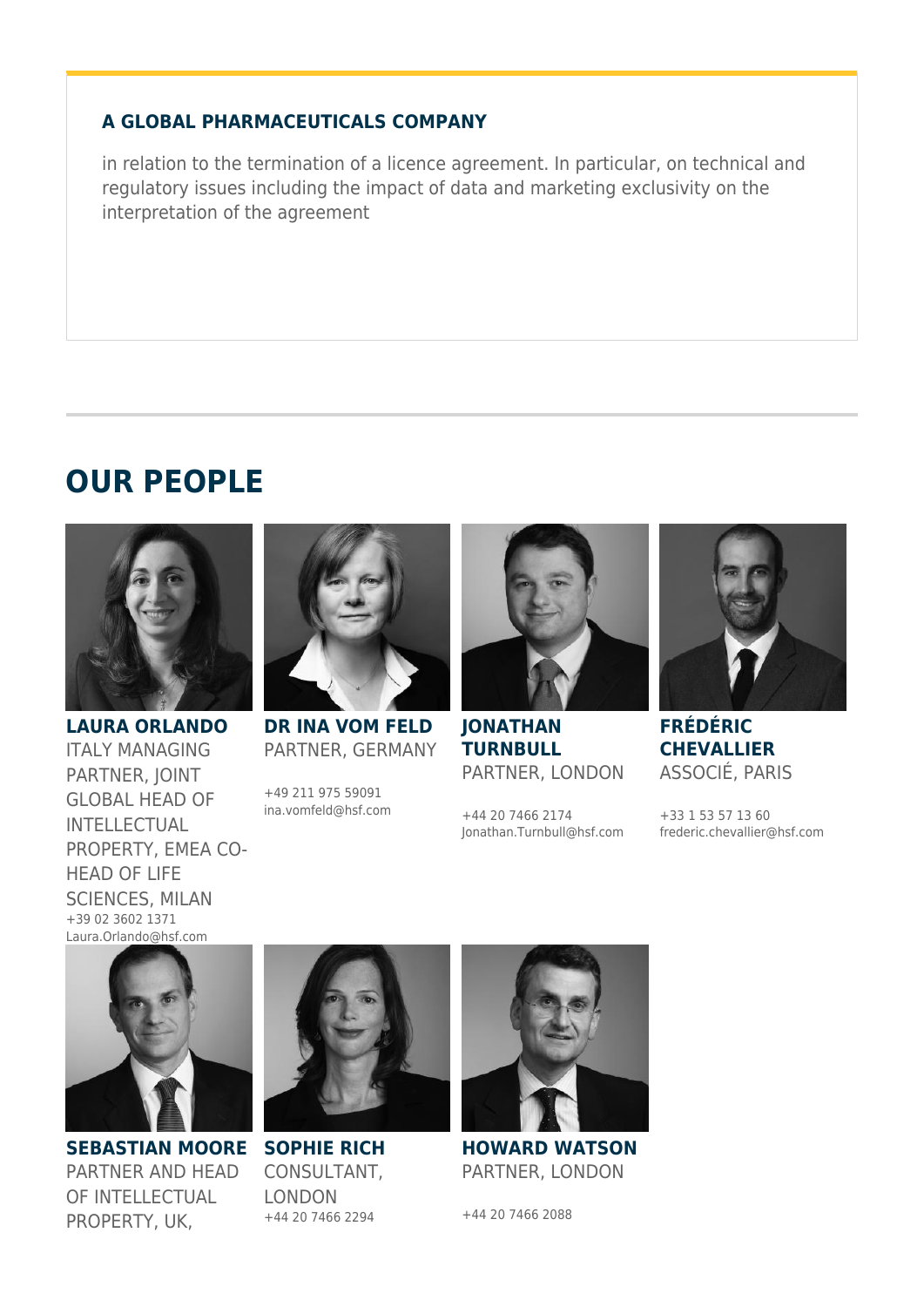### A GLOBAL PHARMACEUTICALS COMPANY

in relation to the termination of a licence agreement. In particular, on technical and regulatory issues including the impact of data and marketing exclusivity on the interpretation of the agreement

## OUR PEOPLE

**LAURA ORLANDO**
ITALY MANAGING PARTNER, JOINT GLOBAL HEAD OF INTELLECTUAL PROPERTY, EMEA CO-HEAD OF LIFE SCIENCES, MILAN
+39 02 3602 1371
Laura.Orlando@hsf.com

**DR INA VOM FELD**
PARTNER, GERMANY
+49 211 975 59091
ina.vomfeld@hsf.com

**JONATHAN TURNBULL**
PARTNER, LONDON
+44 20 7466 2174
Jonathan.Turnbull@hsf.com

**FRÉDÉRIC CHEVALLIER**
ASSOCIÉ, PARIS
+33 1 53 57 13 60
frederic.chevallier@hsf.com

**SEBASTIAN MOORE**
PARTNER AND HEAD OF INTELLECTUAL PROPERTY, UK,

**SOPHIE RICH**
CONSULTANT, LONDON
+44 20 7466 2294

**HOWARD WATSON**
PARTNER, LONDON
+44 20 7466 2088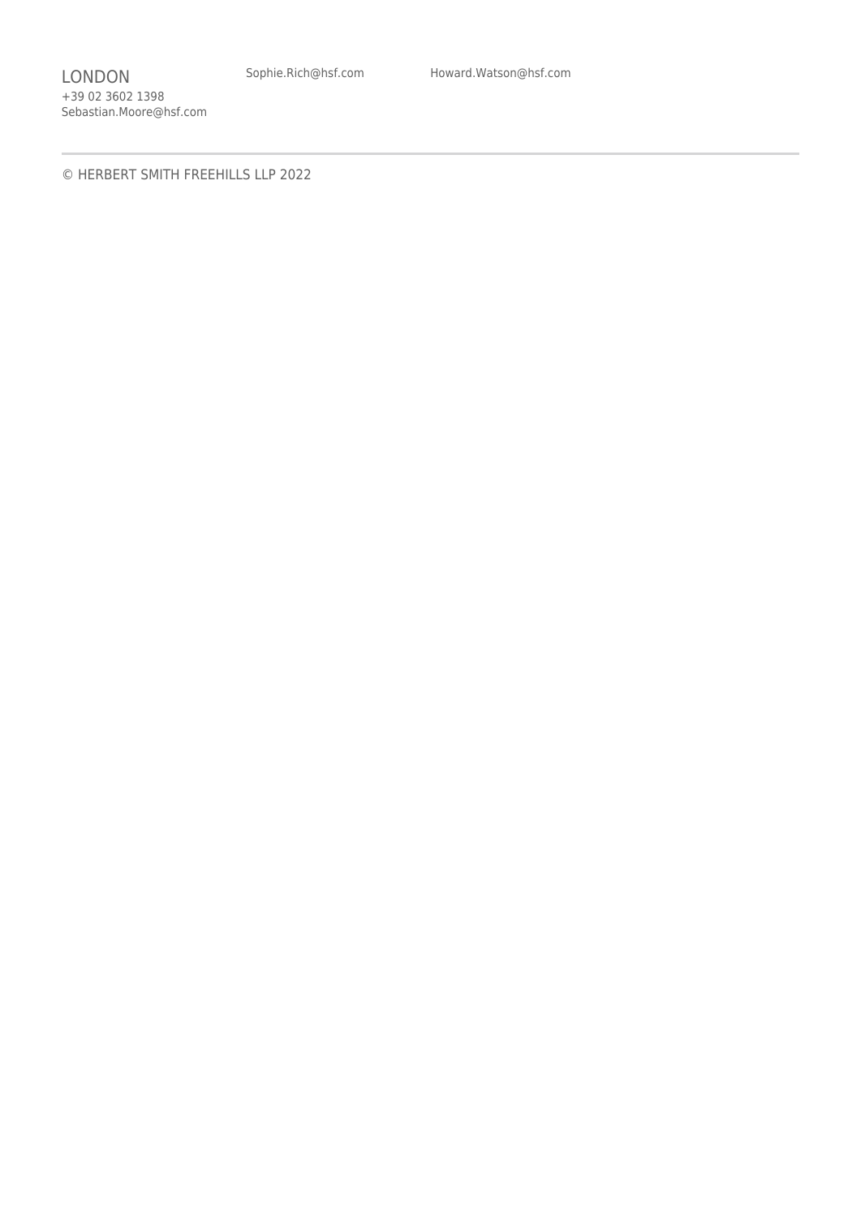LONDON
+39 02 3602 1398
Sebastian.Moore@hsf.com

Sophie.Rich@hsf.com

Howard.Watson@hsf.com

---

© HERBERT SMITH FREEHILLS LLP 2022